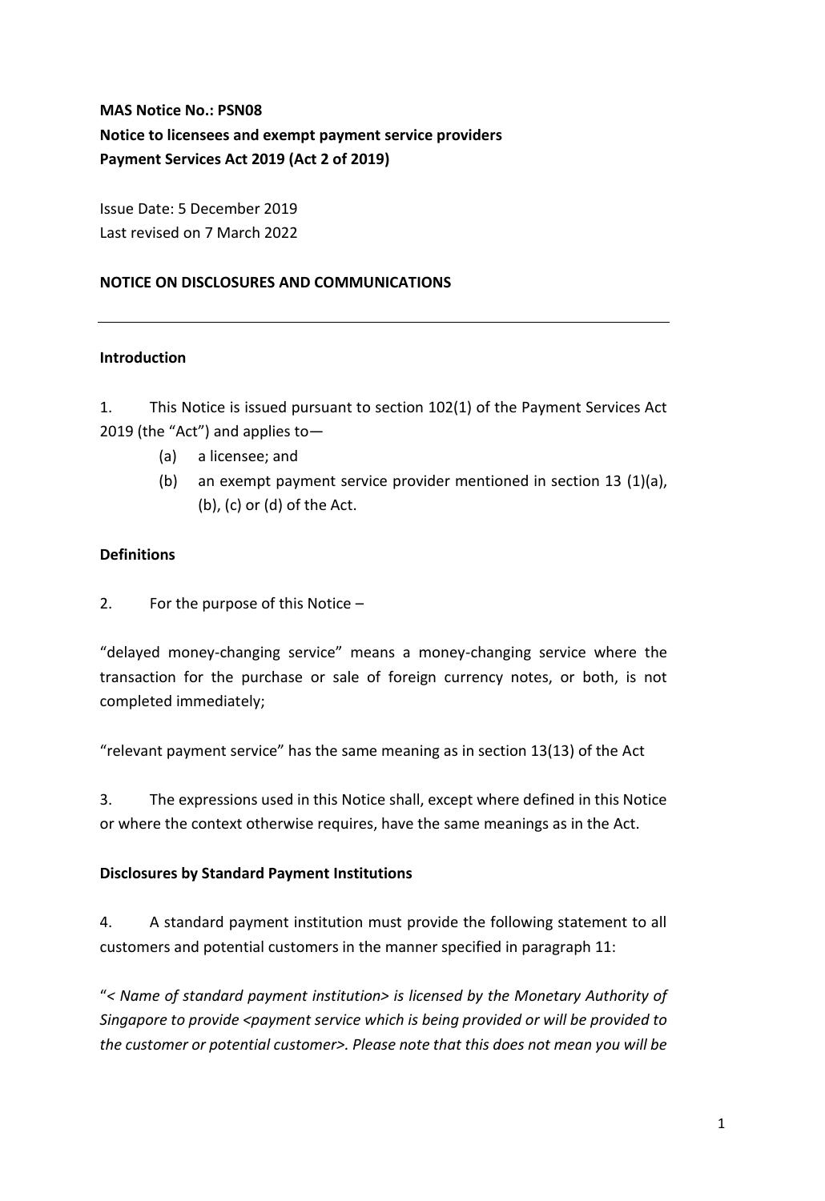**MAS Notice No.: PSN08**
**Notice to licensees and exempt payment service providers**
**Payment Services Act 2019 (Act 2 of 2019)**

Issue Date: 5 December 2019
Last revised on 7 March 2022

**NOTICE ON DISCLOSURES AND COMMUNICATIONS**

---

**Introduction**

1. This Notice is issued pursuant to section 102(1) of the Payment Services Act 2019 (the "Act") and applies to—
   (a) a licensee; and
   (b) an exempt payment service provider mentioned in section 13 (1)(a), (b), (c) or (d) of the Act.

**Definitions**

2. For the purpose of this Notice –

"delayed money-changing service" means a money-changing service where the transaction for the purchase or sale of foreign currency notes, or both, is not completed immediately;

"relevant payment service" has the same meaning as in section 13(13) of the Act

3. The expressions used in this Notice shall, except where defined in this Notice or where the context otherwise requires, have the same meanings as in the Act.

**Disclosures by Standard Payment Institutions**

4. A standard payment institution must provide the following statement to all customers and potential customers in the manner specified in paragraph 11:

"*< Name of standard payment institution> is licensed by the Monetary Authority of Singapore to provide <payment service which is being provided or will be provided to the customer or potential customer>. Please note that this does not mean you will be*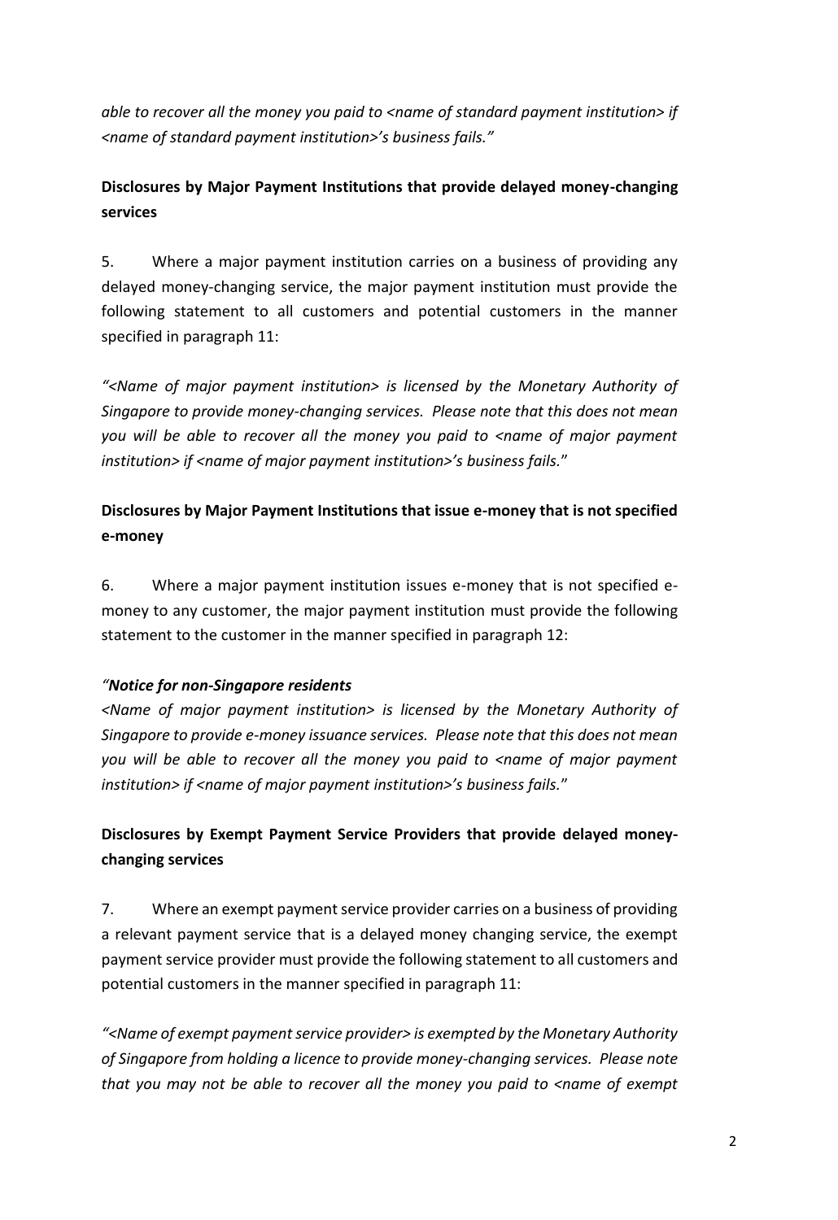*able to recover all the money you paid to <name of standard payment institution> if <name of standard payment institution>'s business fails."*

**Disclosures by Major Payment Institutions that provide delayed money-changing services**

5. Where a major payment institution carries on a business of providing any delayed money-changing service, the major payment institution must provide the following statement to all customers and potential customers in the manner specified in paragraph 11:

*"<Name of major payment institution> is licensed by the Monetary Authority of Singapore to provide money-changing services. Please note that this does not mean you will be able to recover all the money you paid to <name of major payment institution> if <name of major payment institution>'s business fails."*

**Disclosures by Major Payment Institutions that issue e-money that is not specified e-money**

6. Where a major payment institution issues e-money that is not specified e-money to any customer, the major payment institution must provide the following statement to the customer in the manner specified in paragraph 12:

*"**Notice for non-Singapore residents***
*<Name of major payment institution> is licensed by the Monetary Authority of Singapore to provide e-money issuance services. Please note that this does not mean you will be able to recover all the money you paid to <name of major payment institution> if <name of major payment institution>'s business fails."*

**Disclosures by Exempt Payment Service Providers that provide delayed money-changing services**

7. Where an exempt payment service provider carries on a business of providing a relevant payment service that is a delayed money changing service, the exempt payment service provider must provide the following statement to all customers and potential customers in the manner specified in paragraph 11:

*"<Name of exempt payment service provider> is exempted by the Monetary Authority of Singapore from holding a licence to provide money-changing services. Please note that you may not be able to recover all the money you paid to <name of exempt*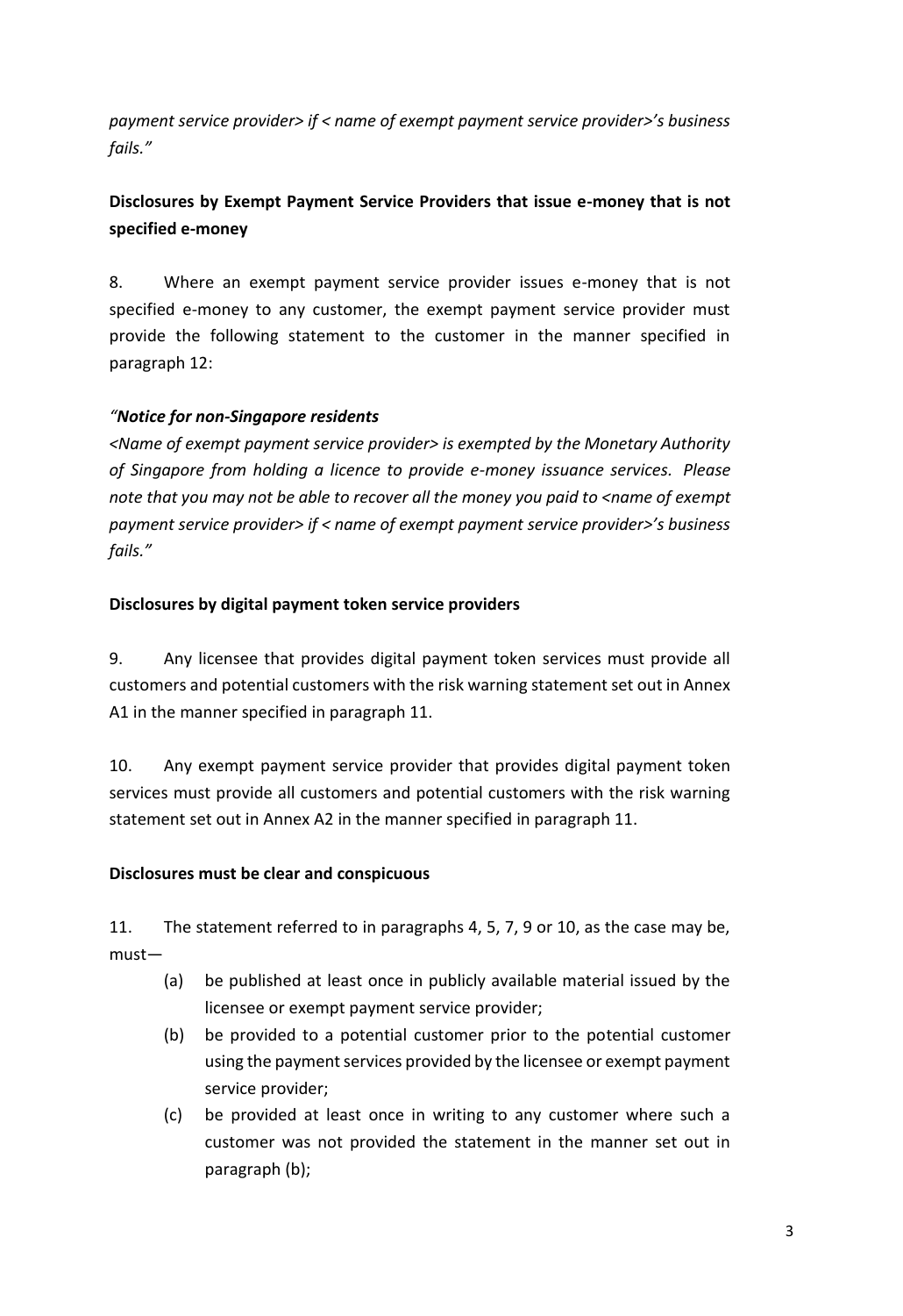*payment service provider> if < name of exempt payment service provider>'s business fails."*

**Disclosures by Exempt Payment Service Providers that issue e-money that is not specified e-money**

8. Where an exempt payment service provider issues e-money that is not specified e-money to any customer, the exempt payment service provider must provide the following statement to the customer in the manner specified in paragraph 12:

*"**Notice for non-Singapore residents***
*<Name of exempt payment service provider> is exempted by the Monetary Authority of Singapore from holding a licence to provide e-money issuance services. Please note that you may not be able to recover all the money you paid to <name of exempt payment service provider> if < name of exempt payment service provider>'s business fails."*

**Disclosures by digital payment token service providers**

9. Any licensee that provides digital payment token services must provide all customers and potential customers with the risk warning statement set out in Annex A1 in the manner specified in paragraph 11.

10. Any exempt payment service provider that provides digital payment token services must provide all customers and potential customers with the risk warning statement set out in Annex A2 in the manner specified in paragraph 11.

**Disclosures must be clear and conspicuous**

11. The statement referred to in paragraphs 4, 5, 7, 9 or 10, as the case may be, must—

- (a) be published at least once in publicly available material issued by the licensee or exempt payment service provider;
- (b) be provided to a potential customer prior to the potential customer using the payment services provided by the licensee or exempt payment service provider;
- (c) be provided at least once in writing to any customer where such a customer was not provided the statement in the manner set out in paragraph (b);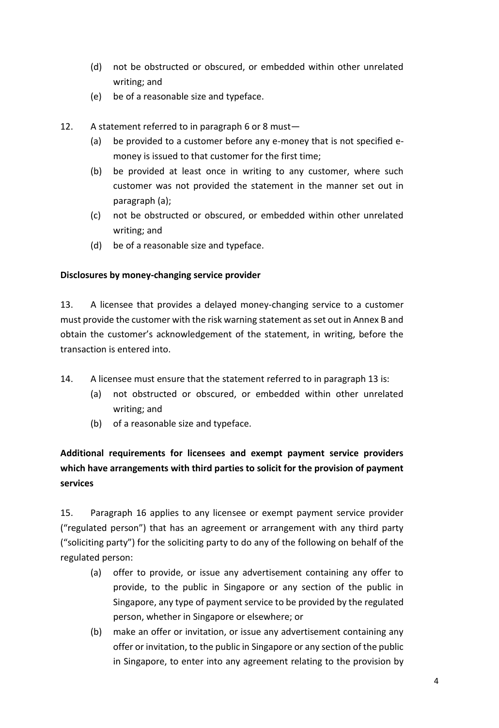(d) not be obstructed or obscured, or embedded within other unrelated writing; and

(e) be of a reasonable size and typeface.

12. A statement referred to in paragraph 6 or 8 must—

(a) be provided to a customer before any e-money that is not specified e-money is issued to that customer for the first time;

(b) be provided at least once in writing to any customer, where such customer was not provided the statement in the manner set out in paragraph (a);

(c) not be obstructed or obscured, or embedded within other unrelated writing; and

(d) be of a reasonable size and typeface.

**Disclosures by money-changing service provider**

13. A licensee that provides a delayed money-changing service to a customer must provide the customer with the risk warning statement as set out in Annex B and obtain the customer's acknowledgement of the statement, in writing, before the transaction is entered into.

14. A licensee must ensure that the statement referred to in paragraph 13 is:

(a) not obstructed or obscured, or embedded within other unrelated writing; and

(b) of a reasonable size and typeface.

**Additional requirements for licensees and exempt payment service providers which have arrangements with third parties to solicit for the provision of payment services**

15. Paragraph 16 applies to any licensee or exempt payment service provider ("regulated person") that has an agreement or arrangement with any third party ("soliciting party") for the soliciting party to do any of the following on behalf of the regulated person:

(a) offer to provide, or issue any advertisement containing any offer to provide, to the public in Singapore or any section of the public in Singapore, any type of payment service to be provided by the regulated person, whether in Singapore or elsewhere; or

(b) make an offer or invitation, or issue any advertisement containing any offer or invitation, to the public in Singapore or any section of the public in Singapore, to enter into any agreement relating to the provision by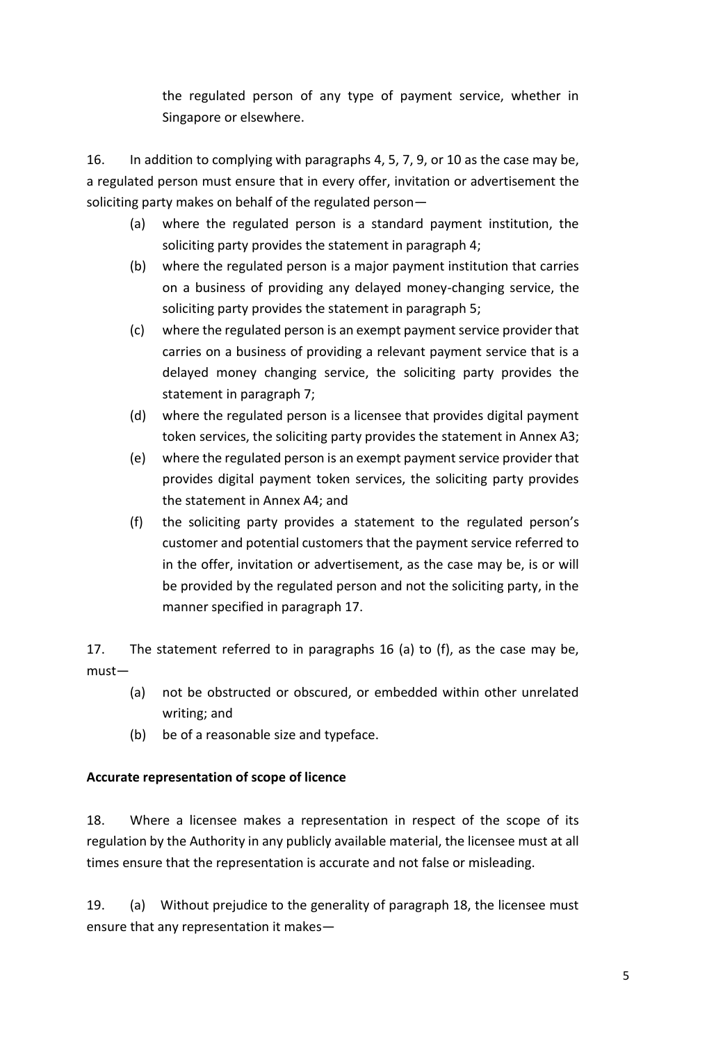the regulated person of any type of payment service, whether in Singapore or elsewhere.

16. In addition to complying with paragraphs 4, 5, 7, 9, or 10 as the case may be, a regulated person must ensure that in every offer, invitation or advertisement the soliciting party makes on behalf of the regulated person—

(a) where the regulated person is a standard payment institution, the soliciting party provides the statement in paragraph 4;

(b) where the regulated person is a major payment institution that carries on a business of providing any delayed money-changing service, the soliciting party provides the statement in paragraph 5;

(c) where the regulated person is an exempt payment service provider that carries on a business of providing a relevant payment service that is a delayed money changing service, the soliciting party provides the statement in paragraph 7;

(d) where the regulated person is a licensee that provides digital payment token services, the soliciting party provides the statement in Annex A3;

(e) where the regulated person is an exempt payment service provider that provides digital payment token services, the soliciting party provides the statement in Annex A4; and

(f) the soliciting party provides a statement to the regulated person's customer and potential customers that the payment service referred to in the offer, invitation or advertisement, as the case may be, is or will be provided by the regulated person and not the soliciting party, in the manner specified in paragraph 17.

17. The statement referred to in paragraphs 16 (a) to (f), as the case may be, must—

(a) not be obstructed or obscured, or embedded within other unrelated writing; and

(b) be of a reasonable size and typeface.

**Accurate representation of scope of licence**

18. Where a licensee makes a representation in respect of the scope of its regulation by the Authority in any publicly available material, the licensee must at all times ensure that the representation is accurate and not false or misleading.

19. (a) Without prejudice to the generality of paragraph 18, the licensee must ensure that any representation it makes—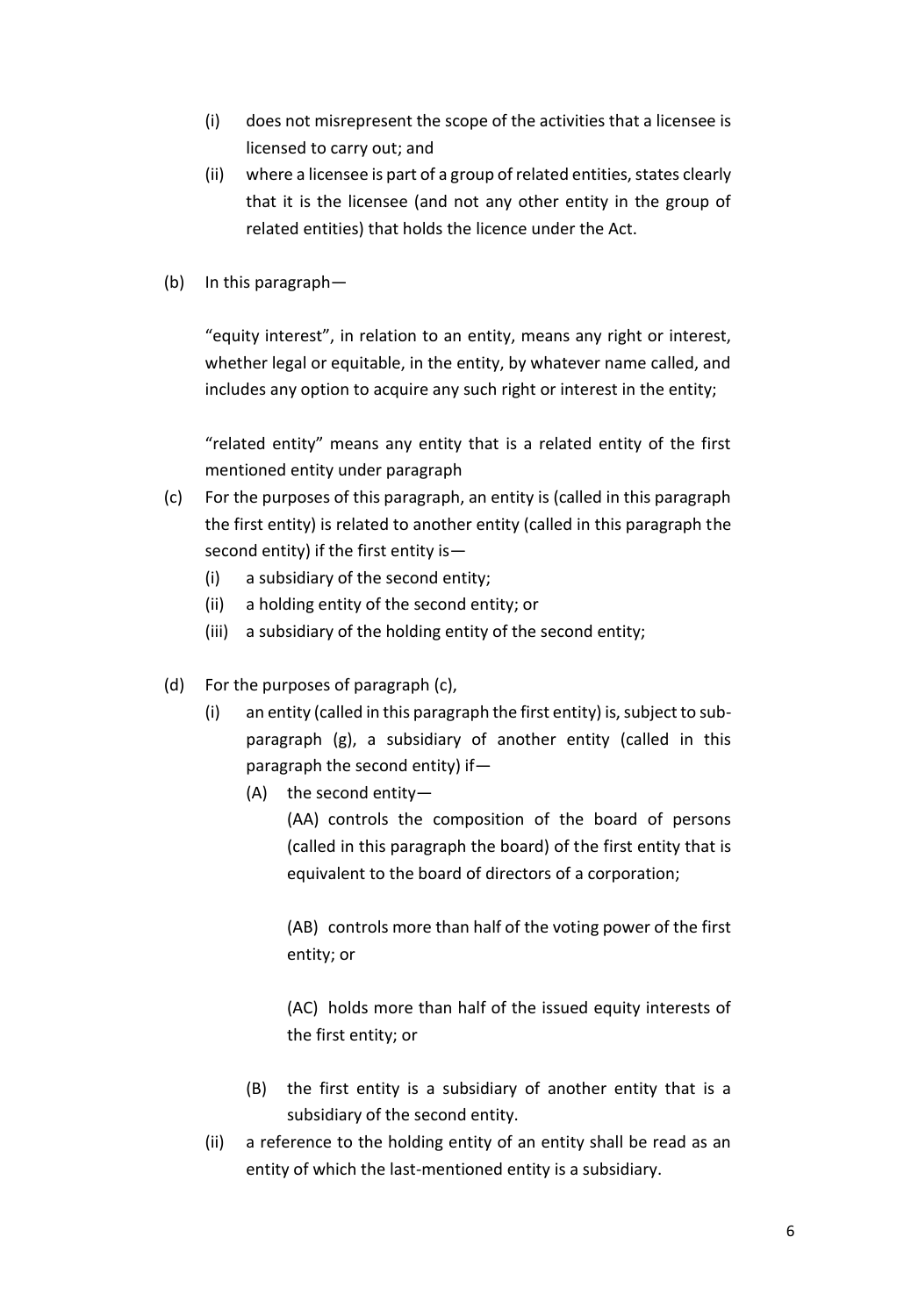(i) does not misrepresent the scope of the activities that a licensee is licensed to carry out; and

(ii) where a licensee is part of a group of related entities, states clearly that it is the licensee (and not any other entity in the group of related entities) that holds the licence under the Act.

(b) In this paragraph—

"equity interest", in relation to an entity, means any right or interest, whether legal or equitable, in the entity, by whatever name called, and includes any option to acquire any such right or interest in the entity;

"related entity" means any entity that is a related entity of the first mentioned entity under paragraph

(c) For the purposes of this paragraph, an entity is (called in this paragraph the first entity) is related to another entity (called in this paragraph the second entity) if the first entity is—

(i) a subsidiary of the second entity;

(ii) a holding entity of the second entity; or

(iii) a subsidiary of the holding entity of the second entity;

(d) For the purposes of paragraph (c),

(i) an entity (called in this paragraph the first entity) is, subject to sub-paragraph (g), a subsidiary of another entity (called in this paragraph the second entity) if—

(A) the second entity—

(AA) controls the composition of the board of persons (called in this paragraph the board) of the first entity that is equivalent to the board of directors of a corporation;

(AB) controls more than half of the voting power of the first entity; or

(AC) holds more than half of the issued equity interests of the first entity; or

(B) the first entity is a subsidiary of another entity that is a subsidiary of the second entity.

(ii) a reference to the holding entity of an entity shall be read as an entity of which the last-mentioned entity is a subsidiary.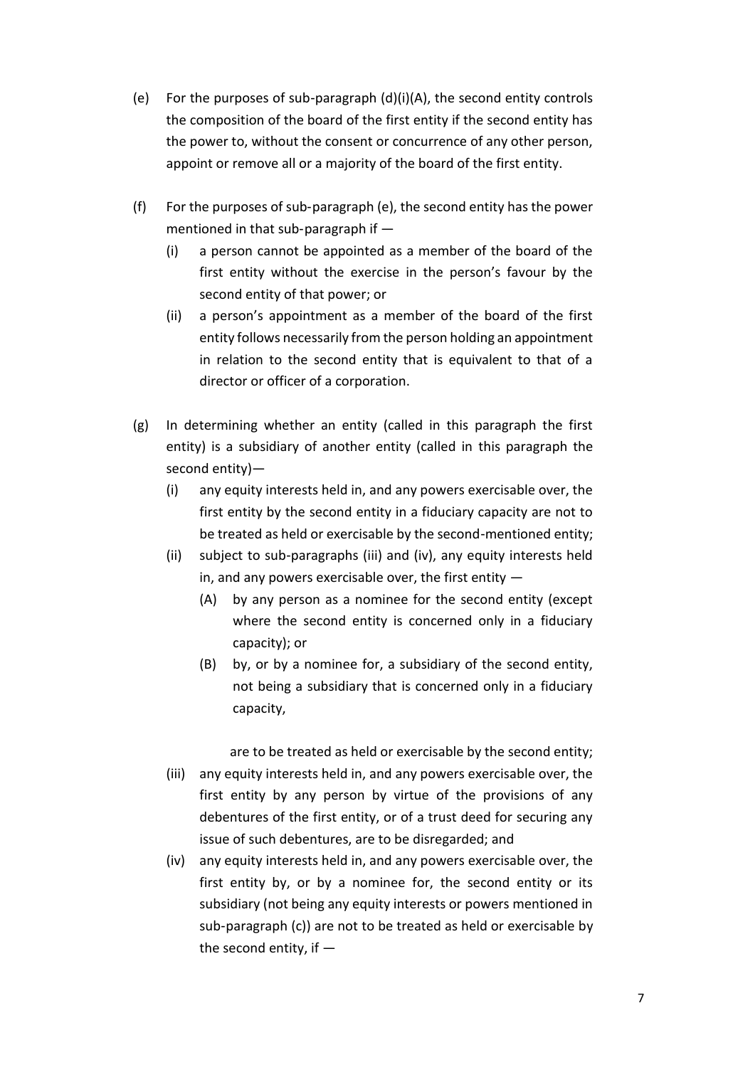(e) For the purposes of sub-paragraph (d)(i)(A), the second entity controls the composition of the board of the first entity if the second entity has the power to, without the consent or concurrence of any other person, appoint or remove all or a majority of the board of the first entity.

(f) For the purposes of sub-paragraph (e), the second entity has the power mentioned in that sub-paragraph if —

   (i) a person cannot be appointed as a member of the board of the first entity without the exercise in the person's favour by the second entity of that power; or

   (ii) a person's appointment as a member of the board of the first entity follows necessarily from the person holding an appointment in relation to the second entity that is equivalent to that of a director or officer of a corporation.

(g) In determining whether an entity (called in this paragraph the first entity) is a subsidiary of another entity (called in this paragraph the second entity)—

   (i) any equity interests held in, and any powers exercisable over, the first entity by the second entity in a fiduciary capacity are not to be treated as held or exercisable by the second-mentioned entity;

   (ii) subject to sub-paragraphs (iii) and (iv), any equity interests held in, and any powers exercisable over, the first entity —

      (A) by any person as a nominee for the second entity (except where the second entity is concerned only in a fiduciary capacity); or

      (B) by, or by a nominee for, a subsidiary of the second entity, not being a subsidiary that is concerned only in a fiduciary capacity,

      are to be treated as held or exercisable by the second entity;

   (iii) any equity interests held in, and any powers exercisable over, the first entity by any person by virtue of the provisions of any debentures of the first entity, or of a trust deed for securing any issue of such debentures, are to be disregarded; and

   (iv) any equity interests held in, and any powers exercisable over, the first entity by, or by a nominee for, the second entity or its subsidiary (not being any equity interests or powers mentioned in sub-paragraph (c)) are not to be treated as held or exercisable by the second entity, if —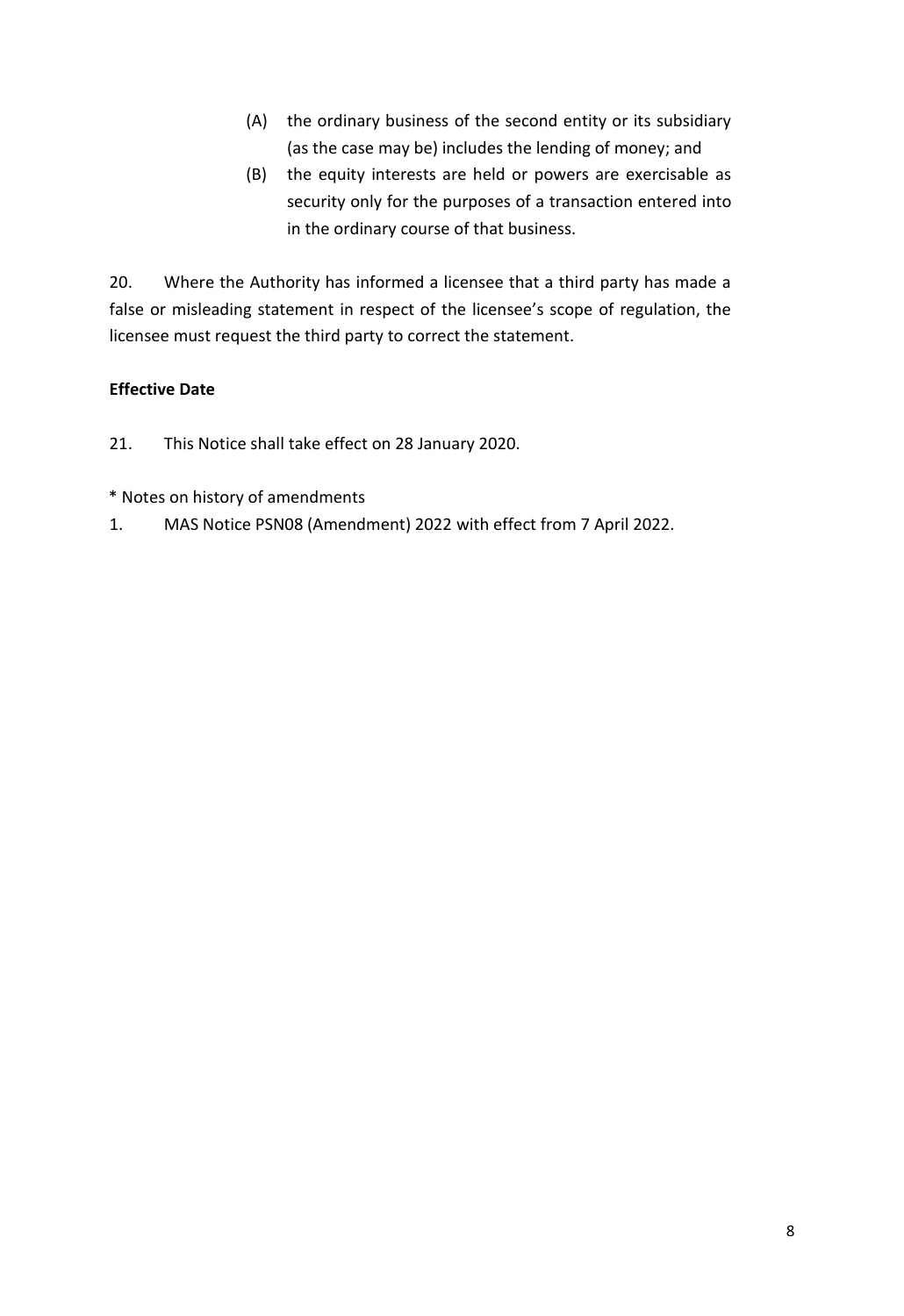(A) the ordinary business of the second entity or its subsidiary (as the case may be) includes the lending of money; and

(B) the equity interests are held or powers are exercisable as security only for the purposes of a transaction entered into in the ordinary course of that business.

20. Where the Authority has informed a licensee that a third party has made a false or misleading statement in respect of the licensee's scope of regulation, the licensee must request the third party to correct the statement.

**Effective Date**

21. This Notice shall take effect on 28 January 2020.

* Notes on history of amendments

1. MAS Notice PSN08 (Amendment) 2022 with effect from 7 April 2022.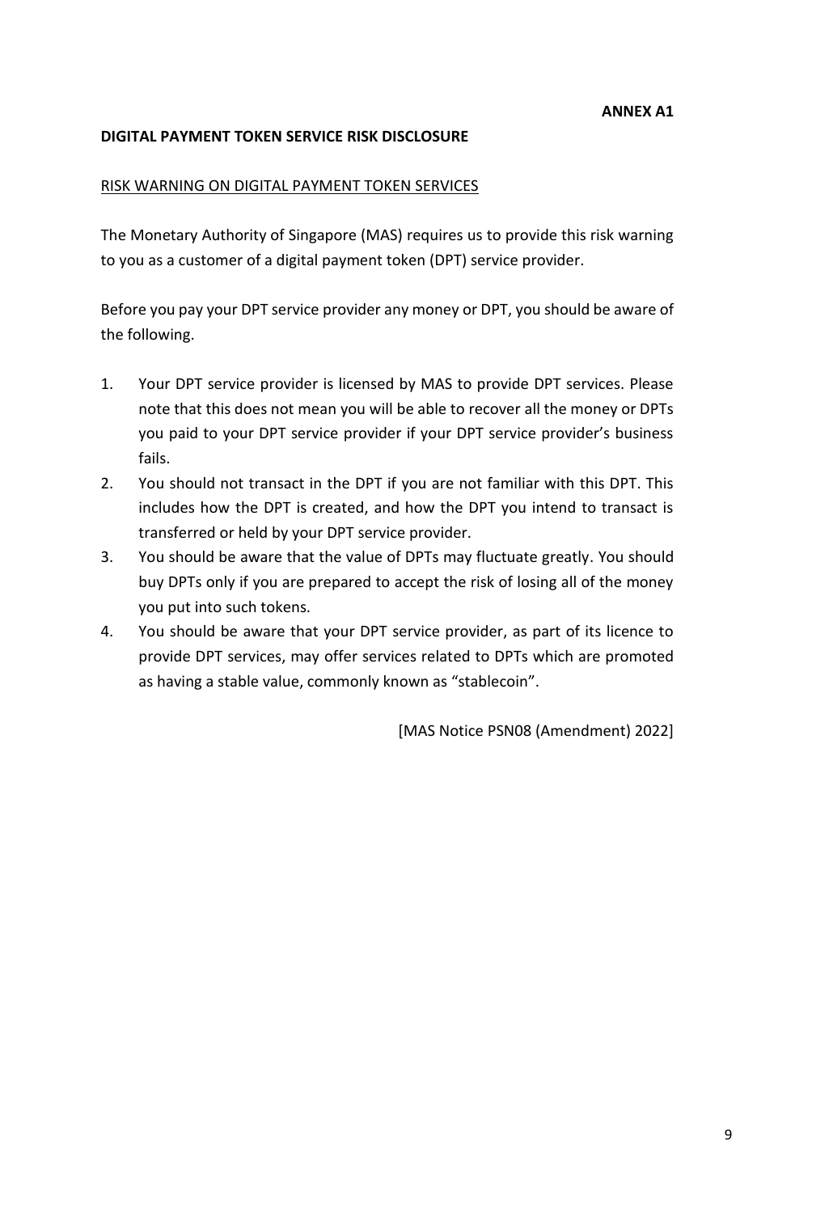**ANNEX A1**

**DIGITAL PAYMENT TOKEN SERVICE RISK DISCLOSURE**

<u>RISK WARNING ON DIGITAL PAYMENT TOKEN SERVICES</u>

The Monetary Authority of Singapore (MAS) requires us to provide this risk warning to you as a customer of a digital payment token (DPT) service provider.

Before you pay your DPT service provider any money or DPT, you should be aware of the following.

1. Your DPT service provider is licensed by MAS to provide DPT services. Please note that this does not mean you will be able to recover all the money or DPTs you paid to your DPT service provider if your DPT service provider's business fails.
2. You should not transact in the DPT if you are not familiar with this DPT. This includes how the DPT is created, and how the DPT you intend to transact is transferred or held by your DPT service provider.
3. You should be aware that the value of DPTs may fluctuate greatly. You should buy DPTs only if you are prepared to accept the risk of losing all of the money you put into such tokens.
4. You should be aware that your DPT service provider, as part of its licence to provide DPT services, may offer services related to DPTs which are promoted as having a stable value, commonly known as "stablecoin".

[MAS Notice PSN08 (Amendment) 2022]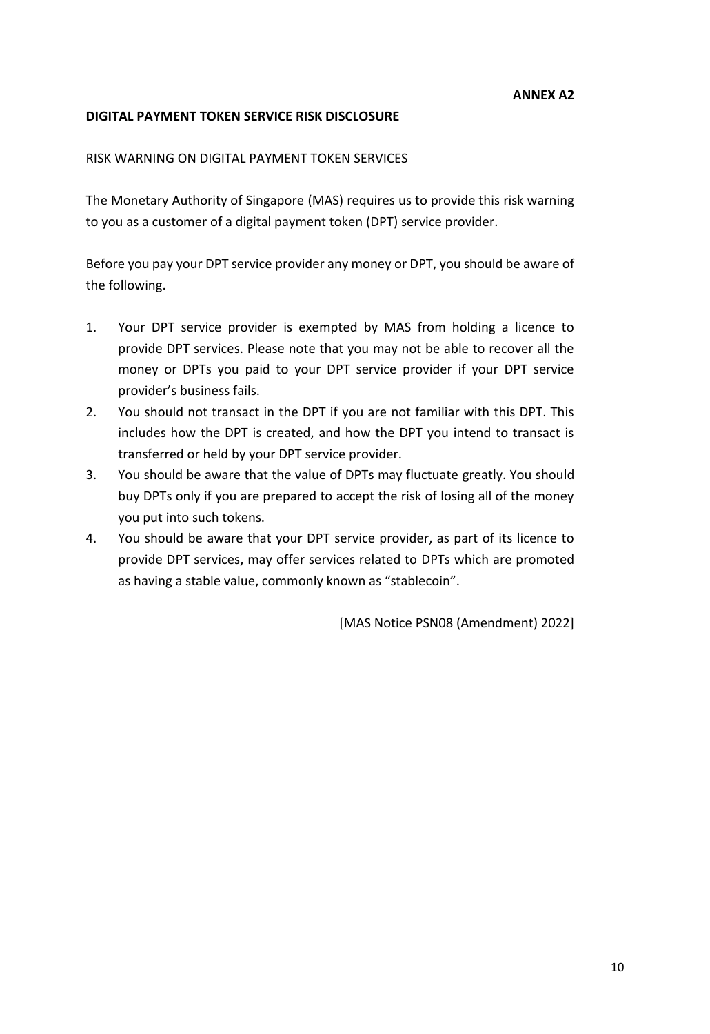**ANNEX A2**

**DIGITAL PAYMENT TOKEN SERVICE RISK DISCLOSURE**

<u>RISK WARNING ON DIGITAL PAYMENT TOKEN SERVICES</u>

The Monetary Authority of Singapore (MAS) requires us to provide this risk warning to you as a customer of a digital payment token (DPT) service provider.

Before you pay your DPT service provider any money or DPT, you should be aware of the following.

1. Your DPT service provider is exempted by MAS from holding a licence to provide DPT services. Please note that you may not be able to recover all the money or DPTs you paid to your DPT service provider if your DPT service provider's business fails.
2. You should not transact in the DPT if you are not familiar with this DPT. This includes how the DPT is created, and how the DPT you intend to transact is transferred or held by your DPT service provider.
3. You should be aware that the value of DPTs may fluctuate greatly. You should buy DPTs only if you are prepared to accept the risk of losing all of the money you put into such tokens.
4. You should be aware that your DPT service provider, as part of its licence to provide DPT services, may offer services related to DPTs which are promoted as having a stable value, commonly known as "stablecoin".

[MAS Notice PSN08 (Amendment) 2022]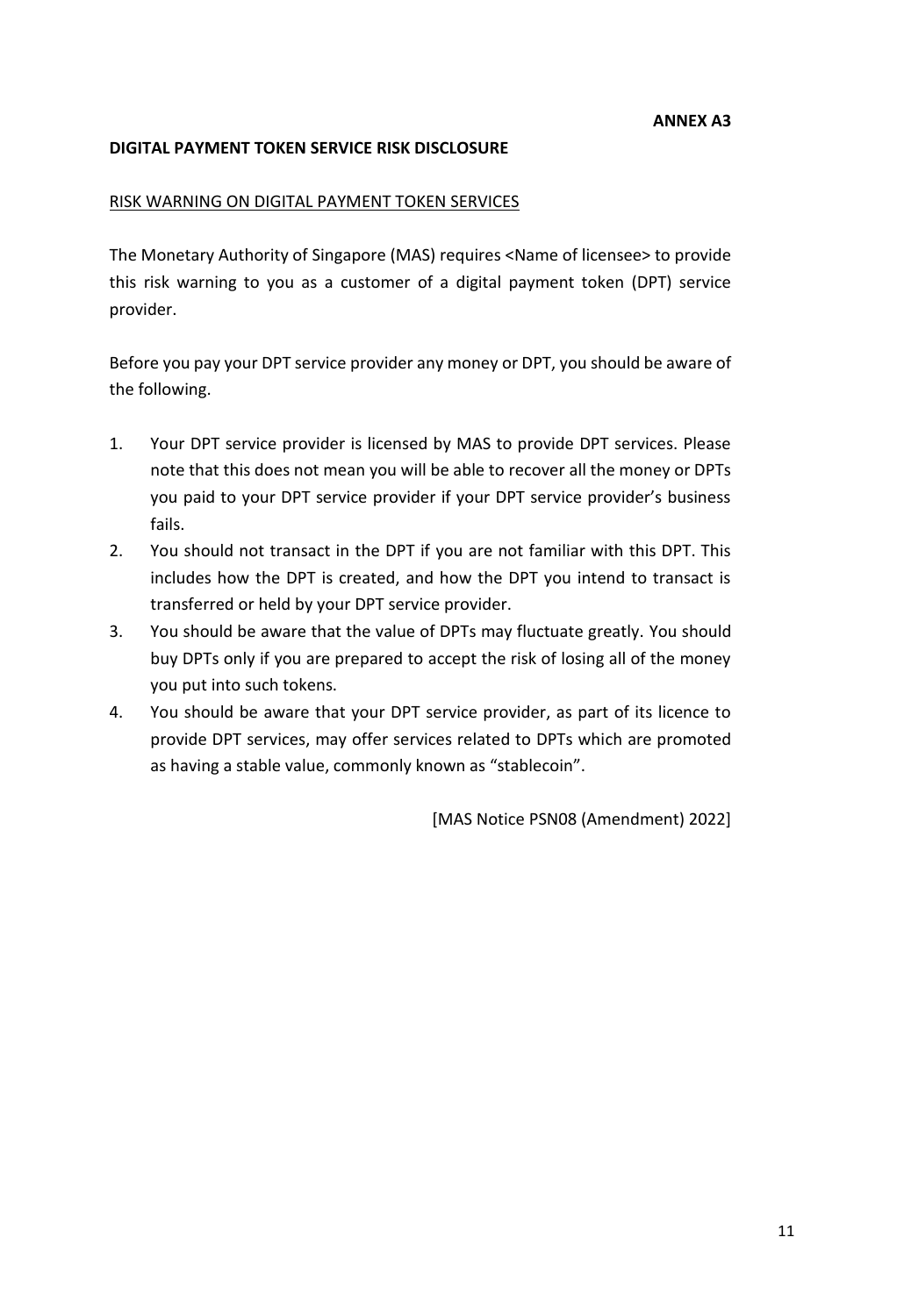**ANNEX A3**

**DIGITAL PAYMENT TOKEN SERVICE RISK DISCLOSURE**

<u>RISK WARNING ON DIGITAL PAYMENT TOKEN SERVICES</u>

The Monetary Authority of Singapore (MAS) requires <Name of licensee> to provide this risk warning to you as a customer of a digital payment token (DPT) service provider.

Before you pay your DPT service provider any money or DPT, you should be aware of the following.

1. Your DPT service provider is licensed by MAS to provide DPT services. Please note that this does not mean you will be able to recover all the money or DPTs you paid to your DPT service provider if your DPT service provider's business fails.
2. You should not transact in the DPT if you are not familiar with this DPT. This includes how the DPT is created, and how the DPT you intend to transact is transferred or held by your DPT service provider.
3. You should be aware that the value of DPTs may fluctuate greatly. You should buy DPTs only if you are prepared to accept the risk of losing all of the money you put into such tokens.
4. You should be aware that your DPT service provider, as part of its licence to provide DPT services, may offer services related to DPTs which are promoted as having a stable value, commonly known as "stablecoin".

[MAS Notice PSN08 (Amendment) 2022]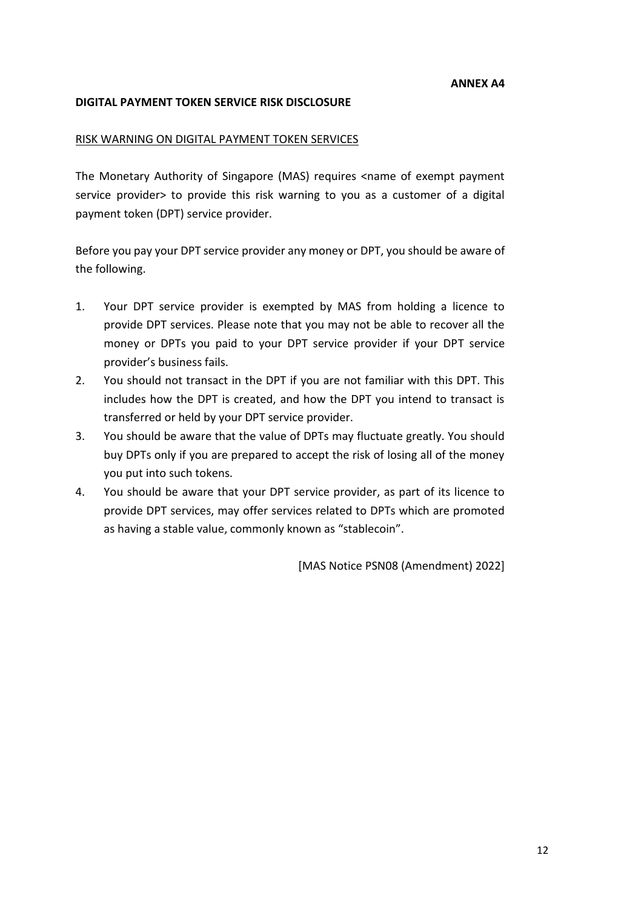**ANNEX A4**

**DIGITAL PAYMENT TOKEN SERVICE RISK DISCLOSURE**

<u>RISK WARNING ON DIGITAL PAYMENT TOKEN SERVICES</u>

The Monetary Authority of Singapore (MAS) requires <name of exempt payment service provider> to provide this risk warning to you as a customer of a digital payment token (DPT) service provider.

Before you pay your DPT service provider any money or DPT, you should be aware of the following.

1. Your DPT service provider is exempted by MAS from holding a licence to provide DPT services. Please note that you may not be able to recover all the money or DPTs you paid to your DPT service provider if your DPT service provider's business fails.
2. You should not transact in the DPT if you are not familiar with this DPT. This includes how the DPT is created, and how the DPT you intend to transact is transferred or held by your DPT service provider.
3. You should be aware that the value of DPTs may fluctuate greatly. You should buy DPTs only if you are prepared to accept the risk of losing all of the money you put into such tokens.
4. You should be aware that your DPT service provider, as part of its licence to provide DPT services, may offer services related to DPTs which are promoted as having a stable value, commonly known as "stablecoin".

[MAS Notice PSN08 (Amendment) 2022]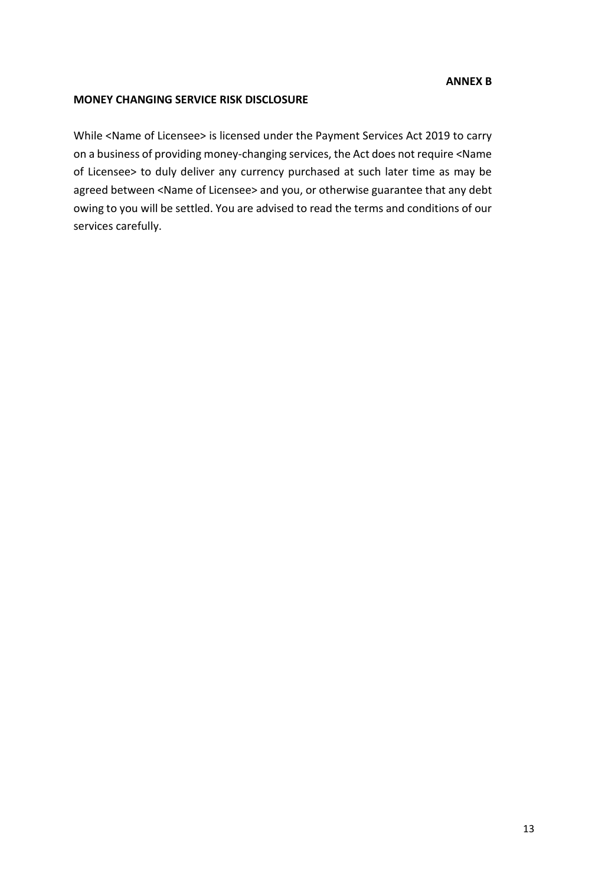**ANNEX B**

**MONEY CHANGING SERVICE RISK DISCLOSURE**

While <Name of Licensee> is licensed under the Payment Services Act 2019 to carry on a business of providing money-changing services, the Act does not require <Name of Licensee> to duly deliver any currency purchased at such later time as may be agreed between <Name of Licensee> and you, or otherwise guarantee that any debt owing to you will be settled. You are advised to read the terms and conditions of our services carefully.